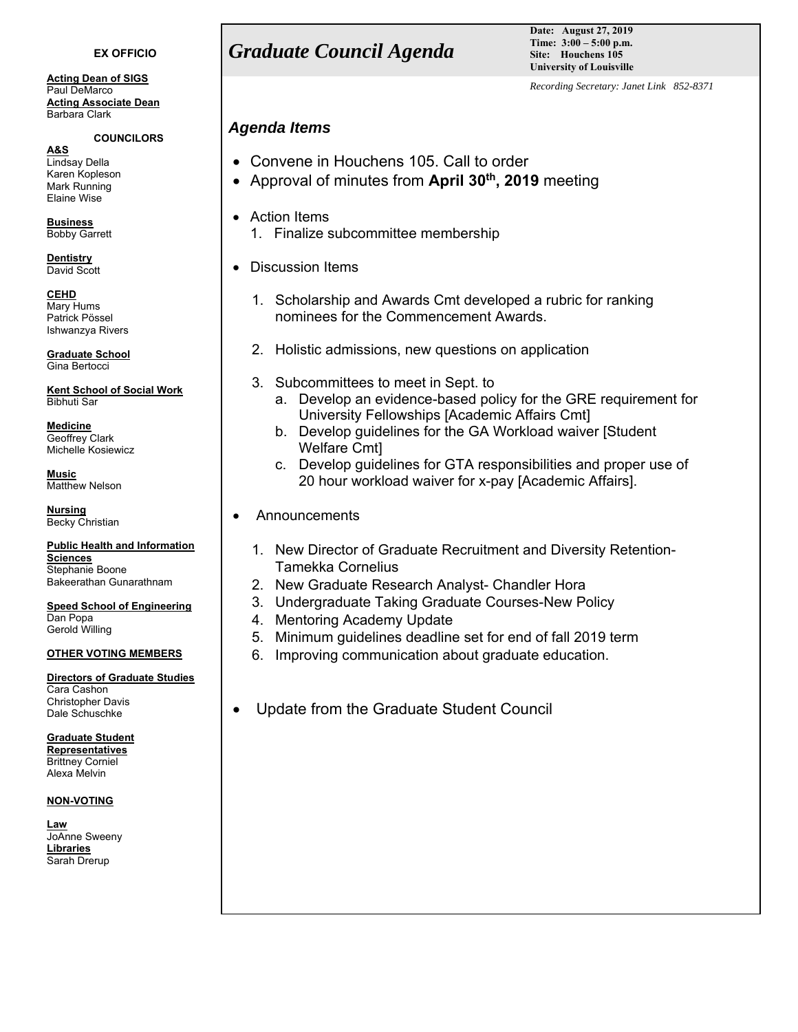# Graduate Council Agenda

**Date: August 27, 2019**
**Time: 3:00 – 5:00 p.m.**
**Site: Houchens 105**
**University of Louisville**

*Recording Secretary: Janet Link 852-8371*

## Agenda Items

- Convene in Houchens 105. Call to order
- Approval of minutes from **April 30th, 2019** meeting
- Action Items
  1. Finalize subcommittee membership
- Discussion Items
  1. Scholarship and Awards Cmt developed a rubric for ranking nominees for the Commencement Awards.
  2. Holistic admissions, new questions on application
  3. Subcommittees to meet in Sept. to
     a. Develop an evidence-based policy for the GRE requirement for University Fellowships [Academic Affairs Cmt]
     b. Develop guidelines for the GA Workload waiver [Student Welfare Cmt]
     c. Develop guidelines for GTA responsibilities and proper use of 20 hour workload waiver for x-pay [Academic Affairs].
- Announcements
  1. New Director of Graduate Recruitment and Diversity Retention- Tamekka Cornelius
  2. New Graduate Research Analyst- Chandler Hora
  3. Undergraduate Taking Graduate Courses-New Policy
  4. Mentoring Academy Update
  5. Minimum guidelines deadline set for end of fall 2019 term
  6. Improving communication about graduate education.
- Update from the Graduate Student Council

---

**EX OFFICIO**

**Acting Dean of SIGS**
Paul DeMarco
**Acting Associate Dean**
Barbara Clark

**COUNCILORS**

**A&S**
Lindsay Della
Karen Kopleson
Mark Running
Elaine Wise

**Business**
Bobby Garrett

**Dentistry**
David Scott

**CEHD**
Mary Hums
Patrick Pössel
Ishwanzya Rivers

**Graduate School**
Gina Bertocci

**Kent School of Social Work**
Bibhuti Sar

**Medicine**
Geoffrey Clark
Michelle Kosiewicz

**Music**
Matthew Nelson

**Nursing**
Becky Christian

**Public Health and Information Sciences**
Stephanie Boone
Bakeerathan Gunarathnam

**Speed School of Engineering**
Dan Popa
Gerold Willing

**OTHER VOTING MEMBERS**

**Directors of Graduate Studies**
Cara Cashon
Christopher Davis
Dale Schuschke

**Graduate Student Representatives**
Brittney Corniel
Alexa Melvin

**NON-VOTING**

**Law**
JoAnne Sweeny
**Libraries**
Sarah Drerup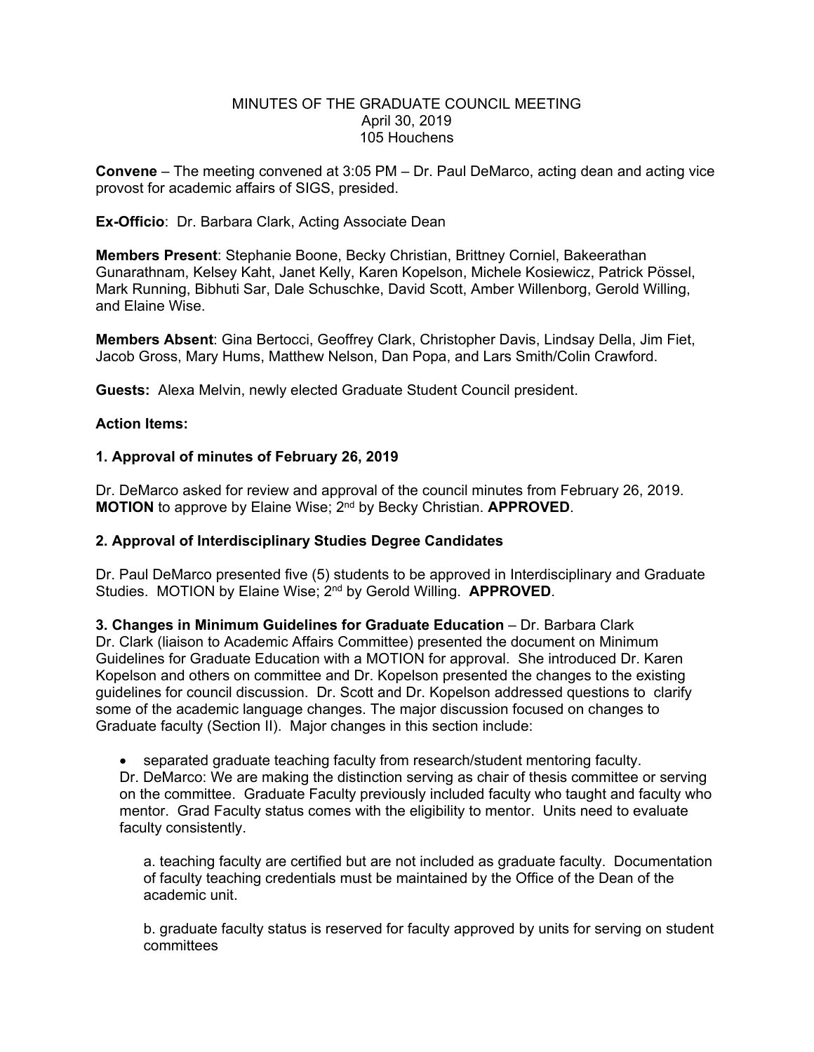MINUTES OF THE GRADUATE COUNCIL MEETING
April 30, 2019
105 Houchens

**Convene** – The meeting convened at 3:05 PM – Dr. Paul DeMarco, acting dean and acting vice provost for academic affairs of SIGS, presided.

**Ex-Officio**: Dr. Barbara Clark, Acting Associate Dean

**Members Present**: Stephanie Boone, Becky Christian, Brittney Corniel, Bakeerathan Gunarathnam, Kelsey Kaht, Janet Kelly, Karen Kopelson, Michele Kosiewicz, Patrick Pössel, Mark Running, Bibhuti Sar, Dale Schuschke, David Scott, Amber Willenborg, Gerold Willing, and Elaine Wise.

**Members Absent**: Gina Bertocci, Geoffrey Clark, Christopher Davis, Lindsay Della, Jim Fiet, Jacob Gross, Mary Hums, Matthew Nelson, Dan Popa, and Lars Smith/Colin Crawford.

**Guests:** Alexa Melvin, newly elected Graduate Student Council president.

**Action Items:**

**1. Approval of minutes of February 26, 2019**

Dr. DeMarco asked for review and approval of the council minutes from February 26, 2019. **MOTION** to approve by Elaine Wise; 2nd by Becky Christian. **APPROVED**.

**2. Approval of Interdisciplinary Studies Degree Candidates**

Dr. Paul DeMarco presented five (5) students to be approved in Interdisciplinary and Graduate Studies. MOTION by Elaine Wise; 2nd by Gerold Willing. **APPROVED**.

**3. Changes in Minimum Guidelines for Graduate Education** – Dr. Barbara Clark
Dr. Clark (liaison to Academic Affairs Committee) presented the document on Minimum Guidelines for Graduate Education with a MOTION for approval. She introduced Dr. Karen Kopelson and others on committee and Dr. Kopelson presented the changes to the existing guidelines for council discussion. Dr. Scott and Dr. Kopelson addressed questions to clarify some of the academic language changes. The major discussion focused on changes to Graduate faculty (Section II). Major changes in this section include:

- separated graduate teaching faculty from research/student mentoring faculty.
  Dr. DeMarco: We are making the distinction serving as chair of thesis committee or serving on the committee. Graduate Faculty previously included faculty who taught and faculty who mentor. Grad Faculty status comes with the eligibility to mentor. Units need to evaluate faculty consistently.

  a. teaching faculty are certified but are not included as graduate faculty. Documentation of faculty teaching credentials must be maintained by the Office of the Dean of the academic unit.

  b. graduate faculty status is reserved for faculty approved by units for serving on student committees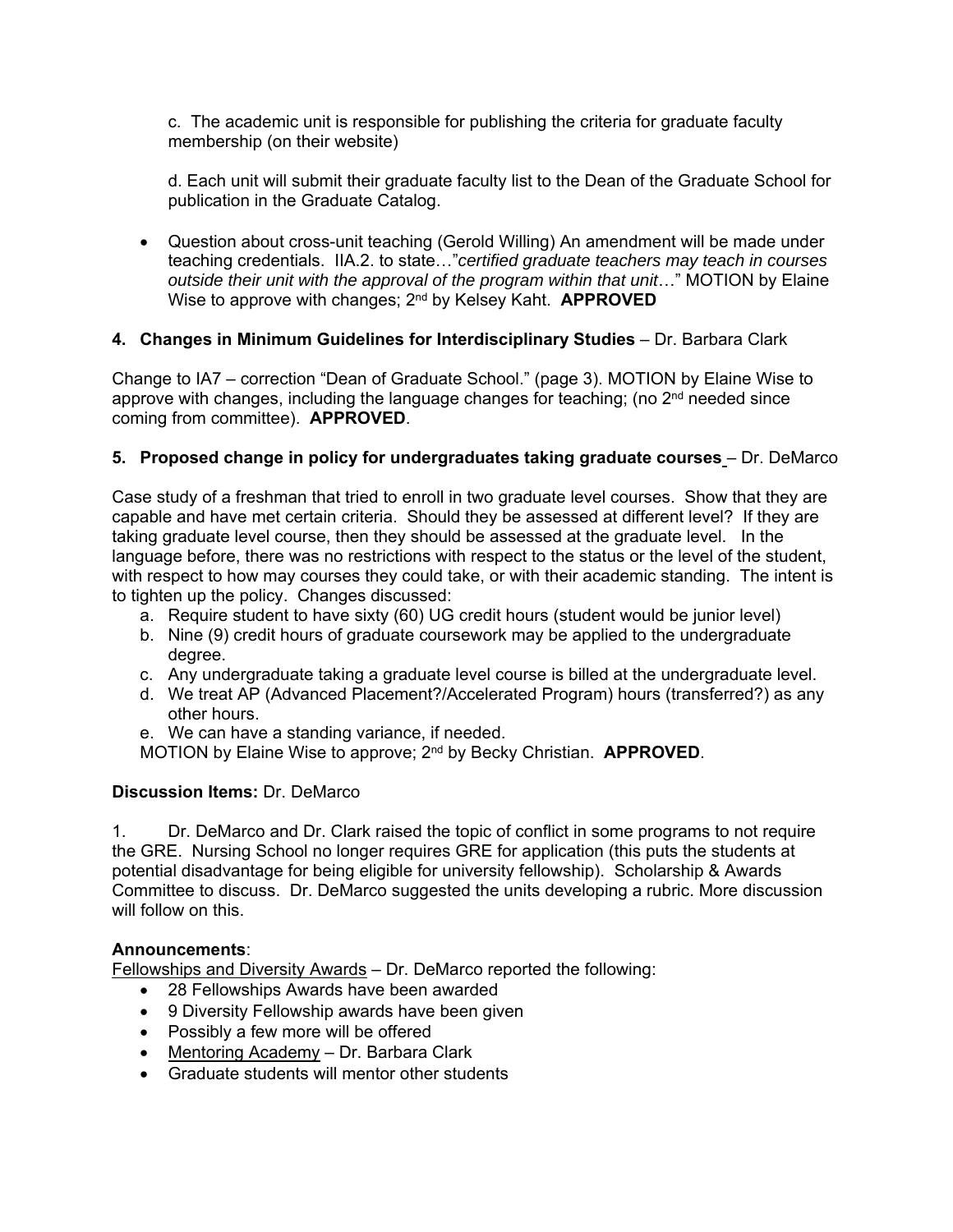c. The academic unit is responsible for publishing the criteria for graduate faculty membership (on their website)

d. Each unit will submit their graduate faculty list to the Dean of the Graduate School for publication in the Graduate Catalog.

- Question about cross-unit teaching (Gerold Willing) An amendment will be made under teaching credentials. IIA.2. to state…"*certified graduate teachers may teach in courses outside their unit with the approval of the program within that unit*…" MOTION by Elaine Wise to approve with changes; 2nd by Kelsey Kaht. **APPROVED**

**4. Changes in Minimum Guidelines for Interdisciplinary Studies** – Dr. Barbara Clark

Change to IA7 – correction "Dean of Graduate School." (page 3). MOTION by Elaine Wise to approve with changes, including the language changes for teaching; (no 2nd needed since coming from committee). **APPROVED**.

**5. Proposed change in policy for undergraduates taking graduate courses** – Dr. DeMarco

Case study of a freshman that tried to enroll in two graduate level courses. Show that they are capable and have met certain criteria. Should they be assessed at different level? If they are taking graduate level course, then they should be assessed at the graduate level. In the language before, there was no restrictions with respect to the status or the level of the student, with respect to how may courses they could take, or with their academic standing. The intent is to tighten up the policy. Changes discussed:

a. Require student to have sixty (60) UG credit hours (student would be junior level)
b. Nine (9) credit hours of graduate coursework may be applied to the undergraduate degree.
c. Any undergraduate taking a graduate level course is billed at the undergraduate level.
d. We treat AP (Advanced Placement?/Accelerated Program) hours (transferred?) as any other hours.
e. We can have a standing variance, if needed.

MOTION by Elaine Wise to approve; 2nd by Becky Christian. **APPROVED**.

**Discussion Items:** Dr. DeMarco

1. Dr. DeMarco and Dr. Clark raised the topic of conflict in some programs to not require the GRE. Nursing School no longer requires GRE for application (this puts the students at potential disadvantage for being eligible for university fellowship). Scholarship & Awards Committee to discuss. Dr. DeMarco suggested the units developing a rubric. More discussion will follow on this.

**Announcements**:

Fellowships and Diversity Awards – Dr. DeMarco reported the following:

- 28 Fellowships Awards have been awarded
- 9 Diversity Fellowship awards have been given
- Possibly a few more will be offered
- Mentoring Academy – Dr. Barbara Clark
- Graduate students will mentor other students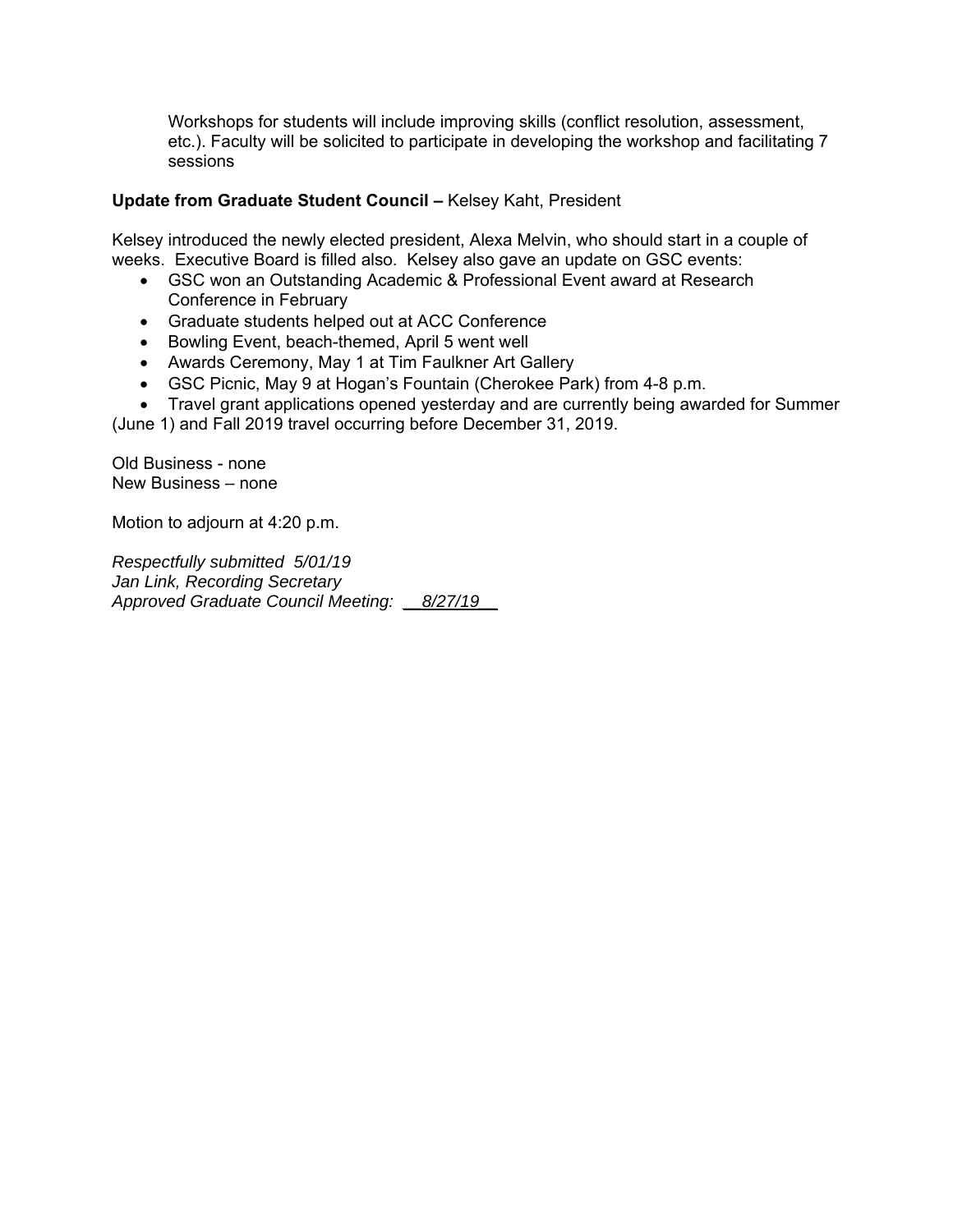Workshops for students will include improving skills (conflict resolution, assessment, etc.). Faculty will be solicited to participate in developing the workshop and facilitating 7 sessions

**Update from Graduate Student Council –** Kelsey Kaht, President

Kelsey introduced the newly elected president, Alexa Melvin, who should start in a couple of weeks. Executive Board is filled also. Kelsey also gave an update on GSC events:

- GSC won an Outstanding Academic & Professional Event award at Research Conference in February
- Graduate students helped out at ACC Conference
- Bowling Event, beach-themed, April 5 went well
- Awards Ceremony, May 1 at Tim Faulkner Art Gallery
- GSC Picnic, May 9 at Hogan's Fountain (Cherokee Park) from 4-8 p.m.
- Travel grant applications opened yesterday and are currently being awarded for Summer (June 1) and Fall 2019 travel occurring before December 31, 2019.

Old Business - none
New Business – none

Motion to adjourn at 4:20 p.m.

*Respectfully submitted 5/01/19*
*Jan Link, Recording Secretary*
*Approved Graduate Council Meeting: __8/27/19__*